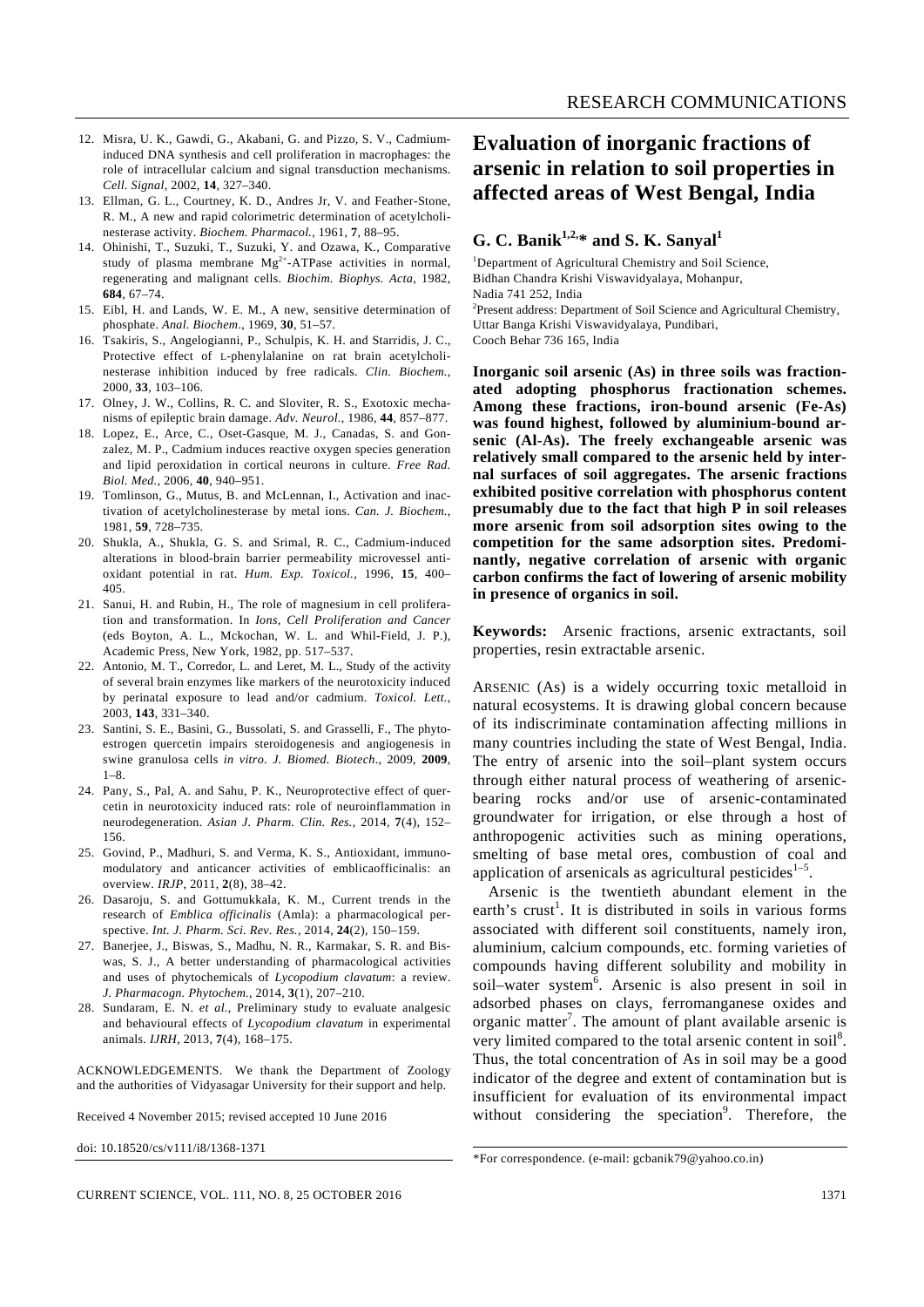12. Misra, U. K., Gawdi, G., Akabani, G. and Pizzo, S. V., Cadmium-induced DNA synthesis and cell proliferation in macrophages: the role of intracellular calcium and signal transduction mechanisms. *Cell. Signal*, 2002, **14**, 327–340.
13. Ellman, G. L., Courtney, K. D., Andres Jr, V. and Feather-Stone, R. M., A new and rapid colorimetric determination of acetylcholinesterase activity. *Biochem. Pharmacol.*, 1961, **7**, 88–95.
14. Ohinishi, T., Suzuki, T., Suzuki, Y. and Ozawa, K., Comparative study of plasma membrane $Mg^{2+}$-ATPase activities in normal, regenerating and malignant cells. *Biochim. Biophys. Acta*, 1982, **684**, 67–74.
15. Eibl, H. and Lands, W. E. M., A new, sensitive determination of phosphate. *Anal. Biochem*., 1969, **30**, 51–57.
16. Tsakiris, S., Angelogianni, P., Schulpis, K. H. and Starridis, J. C., Protective effect of L-phenylalanine on rat brain acetylcholinesterase inhibition induced by free radicals. *Clin. Biochem.*, 2000, **33**, 103–106.
17. Olney, J. W., Collins, R. C. and Sloviter, R. S., Exotoxic mechanisms of epileptic brain damage. *Adv. Neurol.*, 1986, **44**, 857–877.
18. Lopez, E., Arce, C., Oset-Gasque, M. J., Canadas, S. and Gonzalez, M. P., Cadmium induces reactive oxygen species generation and lipid peroxidation in cortical neurons in culture. *Free Rad. Biol. Med.*, 2006, **40**, 940–951.
19. Tomlinson, G., Mutus, B. and McLennan, I., Activation and inactivation of acetylcholinesterase by metal ions. *Can. J. Biochem.*, 1981, **59**, 728–735.
20. Shukla, A., Shukla, G. S. and Srimal, R. C., Cadmium-induced alterations in blood-brain barrier permeability microvessel antioxidant potential in rat. *Hum. Exp. Toxicol.*, 1996, **15**, 400–405.
21. Sanui, H. and Rubin, H., The role of magnesium in cell proliferation and transformation. In *Ions, Cell Proliferation and Cancer* (eds Boyton, A. L., Mckochan, W. L. and Whil-Field, J. P.), Academic Press, New York, 1982, pp. 517–537.
22. Antonio, M. T., Corredor, L. and Leret, M. L., Study of the activity of several brain enzymes like markers of the neurotoxicity induced by perinatal exposure to lead and/or cadmium. *Toxicol. Lett.*, 2003, **143**, 331–340.
23. Santini, S. E., Basini, G., Bussolati, S. and Grasselli, F., The phytoestrogen quercetin impairs steroidogenesis and angiogenesis in swine granulosa cells *in vitro*. *J. Biomed. Biotech*., 2009, **2009**, 1–8.
24. Pany, S., Pal, A. and Sahu, P. K., Neuroprotective effect of quercetin in neurotoxicity induced rats: role of neuroinflammation in neurodegeneration. *Asian J. Pharm. Clin. Res.*, 2014, **7**(4), 152–156.
25. Govind, P., Madhuri, S. and Verma, K. S., Antioxidant, immunomodulatory and anticancer activities of emblicaofficinalis: an overview. *IRJP*, 2011, **2**(8), 38–42.
26. Dasaroju, S. and Gottumukkala, K. M., Current trends in the research of *Emblica officinalis* (Amla): a pharmacological perspective. *Int. J. Pharm. Sci. Rev. Res.*, 2014, **24**(2), 150–159.
27. Banerjee, J., Biswas, S., Madhu, N. R., Karmakar, S. R. and Biswas, S. J., A better understanding of pharmacological activities and uses of phytochemicals of *Lycopodium clavatum*: a review. *J. Pharmacogn. Phytochem.*, 2014, **3**(1), 207–210.
28. Sundaram, E. N. *et al.*, Preliminary study to evaluate analgesic and behavioural effects of *Lycopodium clavatum* in experimental animals. *IJRH*, 2013, **7**(4), 168–175.

ACKNOWLEDGEMENTS. We thank the Department of Zoology and the authorities of Vidyasagar University for their support and help.

Received 4 November 2015; revised accepted 10 June 2016

doi: 10.18520/cs/v111/i8/1368-1371

# Evaluation of inorganic fractions of arsenic in relation to soil properties in affected areas of West Bengal, India

**G. C. Banik[1,2,*] and S. K. Sanyal[1]**

[1]Department of Agricultural Chemistry and Soil Science, Bidhan Chandra Krishi Viswavidyalaya, Mohanpur, Nadia 741 252, India
[2]Present address: Department of Soil Science and Agricultural Chemistry, Uttar Banga Krishi Viswavidyalaya, Pundibari, Cooch Behar 736 165, India

**Inorganic soil arsenic (As) in three soils was fractionated adopting phosphorus fractionation schemes. Among these fractions, iron-bound arsenic (Fe-As) was found highest, followed by aluminium-bound arsenic (Al-As). The freely exchangeable arsenic was relatively small compared to the arsenic held by internal surfaces of soil aggregates. The arsenic fractions exhibited positive correlation with phosphorus content presumably due to the fact that high P in soil releases more arsenic from soil adsorption sites owing to the competition for the same adsorption sites. Predominantly, negative correlation of arsenic with organic carbon confirms the fact of lowering of arsenic mobility in presence of organics in soil.**

**Keywords:** Arsenic fractions, arsenic extractants, soil properties, resin extractable arsenic.

ARSENIC (As) is a widely occurring toxic metalloid in natural ecosystems. It is drawing global concern because of its indiscriminate contamination affecting millions in many countries including the state of West Bengal, India. The entry of arsenic into the soil–plant system occurs through either natural process of weathering of arsenic-bearing rocks and/or use of arsenic-contaminated groundwater for irrigation, or else through a host of anthropogenic activities such as mining operations, smelting of base metal ores, combustion of coal and application of arsenicals as agricultural pesticides[1–5].

Arsenic is the twentieth abundant element in the earth's crust[1]. It is distributed in soils in various forms associated with different soil constituents, namely iron, aluminium, calcium compounds, etc. forming varieties of compounds having different solubility and mobility in soil–water system[6]. Arsenic is also present in soil in adsorbed phases on clays, ferromanganese oxides and organic matter[7]. The amount of plant available arsenic is very limited compared to the total arsenic content in soil[8]. Thus, the total concentration of As in soil may be a good indicator of the degree and extent of contamination but is insufficient for evaluation of its environmental impact without considering the speciation[9]. Therefore, the

*For correspondence. (e-mail: gcbanik79@yahoo.co.in)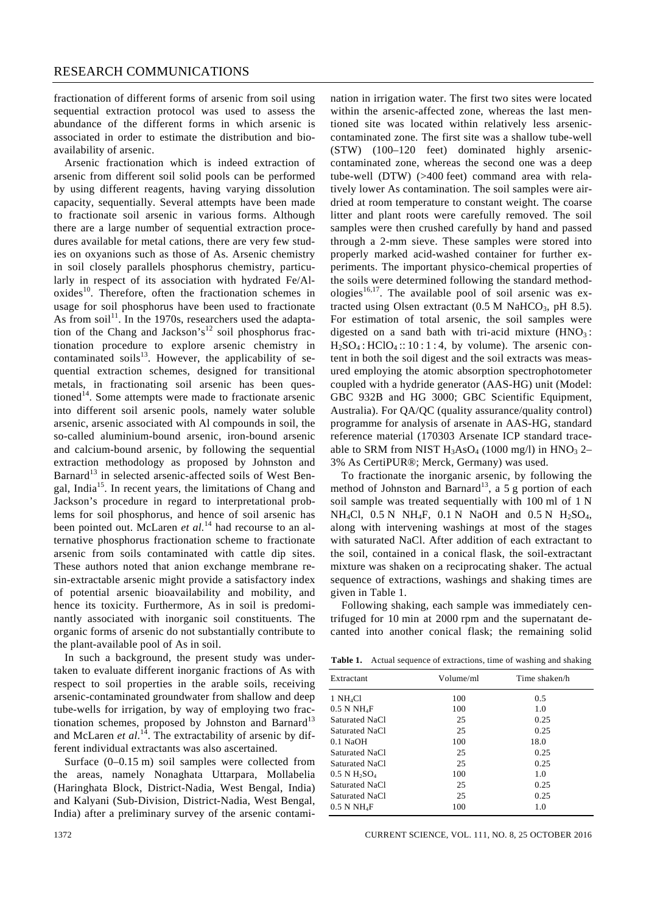fractionation of different forms of arsenic from soil using sequential extraction protocol was used to assess the abundance of the different forms in which arsenic is associated in order to estimate the distribution and bioavailability of arsenic.

Arsenic fractionation which is indeed extraction of arsenic from different soil solid pools can be performed by using different reagents, having varying dissolution capacity, sequentially. Several attempts have been made to fractionate soil arsenic in various forms. Although there are a large number of sequential extraction procedures available for metal cations, there are very few studies on oxyanions such as those of As. Arsenic chemistry in soil closely parallels phosphorus chemistry, particularly in respect of its association with hydrated Fe/Al-oxides[10]. Therefore, often the fractionation schemes in usage for soil phosphorus have been used to fractionate As from soil[11]. In the 1970s, researchers used the adaptation of the Chang and Jackson's[12] soil phosphorus fractionation procedure to explore arsenic chemistry in contaminated soils[13]. However, the applicability of sequential extraction schemes, designed for transitional metals, in fractionating soil arsenic has been questioned[14]. Some attempts were made to fractionate arsenic into different soil arsenic pools, namely water soluble arsenic, arsenic associated with Al compounds in soil, the so-called aluminium-bound arsenic, iron-bound arsenic and calcium-bound arsenic, by following the sequential extraction methodology as proposed by Johnston and Barnard[13] in selected arsenic-affected soils of West Bengal, India[15]. In recent years, the limitations of Chang and Jackson's procedure in regard to interpretational problems for soil phosphorus, and hence of soil arsenic has been pointed out. McLaren *et al.*[14] had recourse to an alternative phosphorus fractionation scheme to fractionate arsenic from soils contaminated with cattle dip sites. These authors noted that anion exchange membrane resin-extractable arsenic might provide a satisfactory index of potential arsenic bioavailability and mobility, and hence its toxicity. Furthermore, As in soil is predominantly associated with inorganic soil constituents. The organic forms of arsenic do not substantially contribute to the plant-available pool of As in soil.

In such a background, the present study was undertaken to evaluate different inorganic fractions of As with respect to soil properties in the arable soils, receiving arsenic-contaminated groundwater from shallow and deep tube-wells for irrigation, by way of employing two fractionation schemes, proposed by Johnston and Barnard[13] and McLaren *et al.*[14]. The extractability of arsenic by different individual extractants was also ascertained.

Surface (0–0.15 m) soil samples were collected from the areas, namely Nonaghata Uttarpara, Mollabelia (Haringhata Block, District-Nadia, West Bengal, India) and Kalyani (Sub-Division, District-Nadia, West Bengal, India) after a preliminary survey of the arsenic contamination in irrigation water. The first two sites were located within the arsenic-affected zone, whereas the last mentioned site was located within relatively less arsenic-contaminated zone. The first site was a shallow tube-well (STW) (100–120 feet) dominated highly arsenic-contaminated zone, whereas the second one was a deep tube-well (DTW) (>400 feet) command area with relatively lower As contamination. The soil samples were air-dried at room temperature to constant weight. The coarse litter and plant roots were carefully removed. The soil samples were then crushed carefully by hand and passed through a 2-mm sieve. These samples were stored into properly marked acid-washed container for further experiments. The important physico-chemical properties of the soils were determined following the standard methodologies[16,17]. The available pool of soil arsenic was extracted using Olsen extractant (0.5 M $NaHCO_3$, pH 8.5). For estimation of total arsenic, the soil samples were digested on a sand bath with tri-acid mixture ($HNO_3$ : $H_2SO_4$ : $HClO_4$ :: 10 : 1 : 4, by volume). The arsenic content in both the soil digest and the soil extracts was measured employing the atomic absorption spectrophotometer coupled with a hydride generator (AAS-HG) unit (Model: GBC 932B and HG 3000; GBC Scientific Equipment, Australia). For QA/QC (quality assurance/quality control) programme for analysis of arsenate in AAS-HG, standard reference material (170303 Arsenate ICP standard traceable to SRM from NIST $H_3AsO_4$ (1000 mg/l) in $HNO_3$ 2–3% As CertiPUR®; Merck, Germany) was used.

To fractionate the inorganic arsenic, by following the method of Johnston and Barnard[13], a 5 g portion of each soil sample was treated sequentially with 100 ml of 1 N $NH_4Cl$, 0.5 N $NH_4F$, 0.1 N NaOH and 0.5 N $H_2SO_4$, along with intervening washings at most of the stages with saturated NaCl. After addition of each extractant to the soil, contained in a conical flask, the soil-extractant mixture was shaken on a reciprocating shaker. The actual sequence of extractions, washings and shaking times are given in Table 1.

Following shaking, each sample was immediately centrifuged for 10 min at 2000 rpm and the supernatant decanted into another conical flask; the remaining solid

**Table 1.** Actual sequence of extractions, time of washing and shaking

| Extractant | Volume/ml | Time shaken/h |
|---|---|---|
| 1 $NH_4Cl$ | 100 | 0.5 |
| 0.5 N $NH_4F$ | 100 | 1.0 |
| Saturated NaCl | 25 | 0.25 |
| Saturated NaCl | 25 | 0.25 |
| 0.1 NaOH | 100 | 18.0 |
| Saturated NaCl | 25 | 0.25 |
| Saturated NaCl | 25 | 0.25 |
| 0.5 N $H_2SO_4$ | 100 | 1.0 |
| Saturated NaCl | 25 | 0.25 |
| Saturated NaCl | 25 | 0.25 |
| 0.5 N $NH_4F$ | 100 | 1.0 |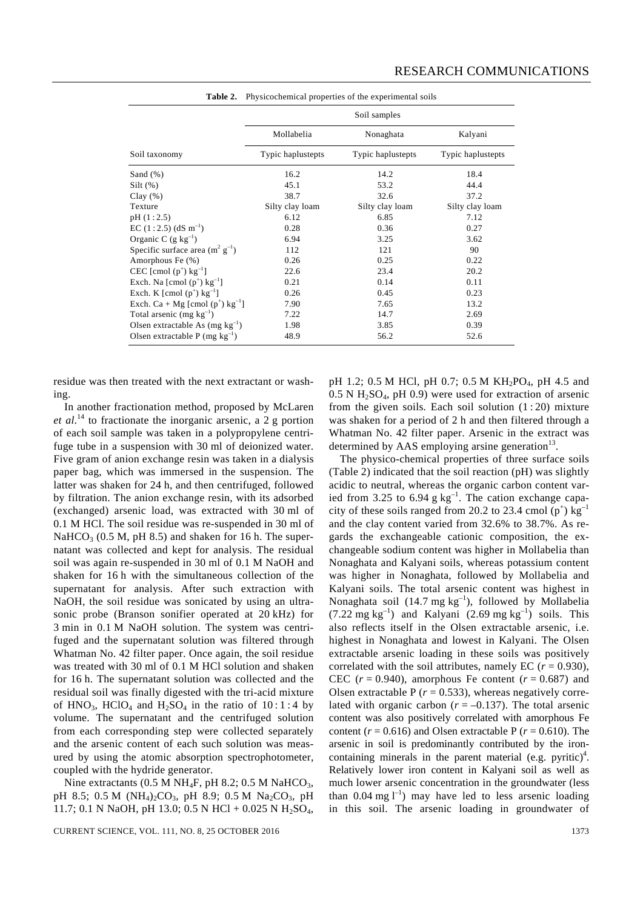**Table 2.** Physicochemical properties of the experimental soils

| | Soil samples | | |
|---|---|---|---|
| | Mollabelia | Nonaghata | Kalyani |
| Soil taxonomy | Typic haplustepts | Typic haplustepts | Typic haplustepts |
| Sand (%) | 16.2 | 14.2 | 18.4 |
| Silt (%) | 45.1 | 53.2 | 44.4 |
| Clay (%) | 38.7 | 32.6 | 37.2 |
| Texture | Silty clay loam | Silty clay loam | Silty clay loam |
| pH (1 : 2.5) | 6.12 | 6.85 | 7.12 |
| EC (1 : 2.5) (dS $m^{-1}$) | 0.28 | 0.36 | 0.27 |
| Organic C (g $kg^{-1}$) | 6.94 | 3.25 | 3.62 |
| Specific surface area ($m^2$ $g^{-1}$) | 112 | 121 | 90 |
| Amorphous Fe (%) | 0.26 | 0.25 | 0.22 |
| CEC [cmol ($p^+$) $kg^{-1}$] | 22.6 | 23.4 | 20.2 |
| Exch. Na [cmol ($p^+$) $kg^{-1}$] | 0.21 | 0.14 | 0.11 |
| Exch. K [cmol ($p^+$) $kg^{-1}$] | 0.26 | 0.45 | 0.23 |
| Exch. Ca + Mg [cmol ($p^+$) $kg^{-1}$] | 7.90 | 7.65 | 13.2 |
| Total arsenic (mg $kg^{-1}$) | 7.22 | 14.7 | 2.69 |
| Olsen extractable As (mg $kg^{-1}$) | 1.98 | 3.85 | 0.39 |
| Olsen extractable P (mg $kg^{-1}$) | 48.9 | 56.2 | 52.6 |

residue was then treated with the next extractant or washing.

In another fractionation method, proposed by McLaren *et al.*[14] to fractionate the inorganic arsenic, a 2 g portion of each soil sample was taken in a polypropylene centrifuge tube in a suspension with 30 ml of deionized water. Five gram of anion exchange resin was taken in a dialysis paper bag, which was immersed in the suspension. The latter was shaken for 24 h, and then centrifuged, followed by filtration. The anion exchange resin, with its adsorbed (exchanged) arsenic load, was extracted with 30 ml of 0.1 M HCl. The soil residue was re-suspended in 30 ml of $NaHCO_3$ (0.5 M, pH 8.5) and shaken for 16 h. The supernatant was collected and kept for analysis. The residual soil was again re-suspended in 30 ml of 0.1 M NaOH and shaken for 16 h with the simultaneous collection of the supernatant for analysis. After such extraction with NaOH, the soil residue was sonicated by using an ultrasonic probe (Branson sonifier operated at 20 kHz) for 3 min in 0.1 M NaOH solution. The system was centrifuged and the supernatant solution was filtered through Whatman No. 42 filter paper. Once again, the soil residue was treated with 30 ml of 0.1 M HCl solution and shaken for 16 h. The supernatant solution was collected and the residual soil was finally digested with the tri-acid mixture of $HNO_3$, $HClO_4$ and $H_2SO_4$ in the ratio of 10 : 1 : 4 by volume. The supernatant and the centrifuged solution from each corresponding step were collected separately and the arsenic content of each such solution was measured by using the atomic absorption spectrophotometer, coupled with the hydride generator.

Nine extractants (0.5 M $NH_4F$, pH 8.2; 0.5 M $NaHCO_3$, pH 8.5; 0.5 M $(NH_4)_2CO_3$, pH 8.9; 0.5 M $Na_2CO_3$, pH 11.7; 0.1 N NaOH, pH 13.0; 0.5 N HCl + 0.025 N $H_2SO_4$, pH 1.2; 0.5 M HCl, pH 0.7; 0.5 M $KH_2PO_4$, pH 4.5 and 0.5 N $H_2SO_4$, pH 0.9) were used for extraction of arsenic from the given soils. Each soil solution (1 : 20) mixture was shaken for a period of 2 h and then filtered through a Whatman No. 42 filter paper. Arsenic in the extract was determined by AAS employing arsine generation[13].

The physico-chemical properties of three surface soils (Table 2) indicated that the soil reaction (pH) was slightly acidic to neutral, whereas the organic carbon content varied from 3.25 to 6.94 g $kg^{-1}$. The cation exchange capacity of these soils ranged from 20.2 to 23.4 cmol ($p^+$) $kg^{-1}$ and the clay content varied from 32.6% to 38.7%. As regards the exchangeable cationic composition, the exchangeable sodium content was higher in Mollabelia than Nonaghata and Kalyani soils, whereas potassium content was higher in Nonaghata, followed by Mollabelia and Kalyani soils. The total arsenic content was highest in Nonaghata soil (14.7 mg $kg^{-1}$), followed by Mollabelia (7.22 mg $kg^{-1}$) and Kalyani (2.69 mg $kg^{-1}$) soils. This also reflects itself in the Olsen extractable arsenic, i.e. highest in Nonaghata and lowest in Kalyani. The Olsen extractable arsenic loading in these soils was positively correlated with the soil attributes, namely EC ($r = 0.930$), CEC ($r = 0.940$), amorphous Fe content ($r = 0.687$) and Olsen extractable P ($r = 0.533$), whereas negatively correlated with organic carbon ($r = -0.137$). The total arsenic content was also positively correlated with amorphous Fe content ($r = 0.616$) and Olsen extractable P ($r = 0.610$). The arsenic in soil is predominantly contributed by the iron-containing minerals in the parent material (e.g. pyritic)[4]. Relatively lower iron content in Kalyani soil as well as much lower arsenic concentration in the groundwater (less than 0.04 mg $l^{-1}$) may have led to less arsenic loading in this soil. The arsenic loading in groundwater of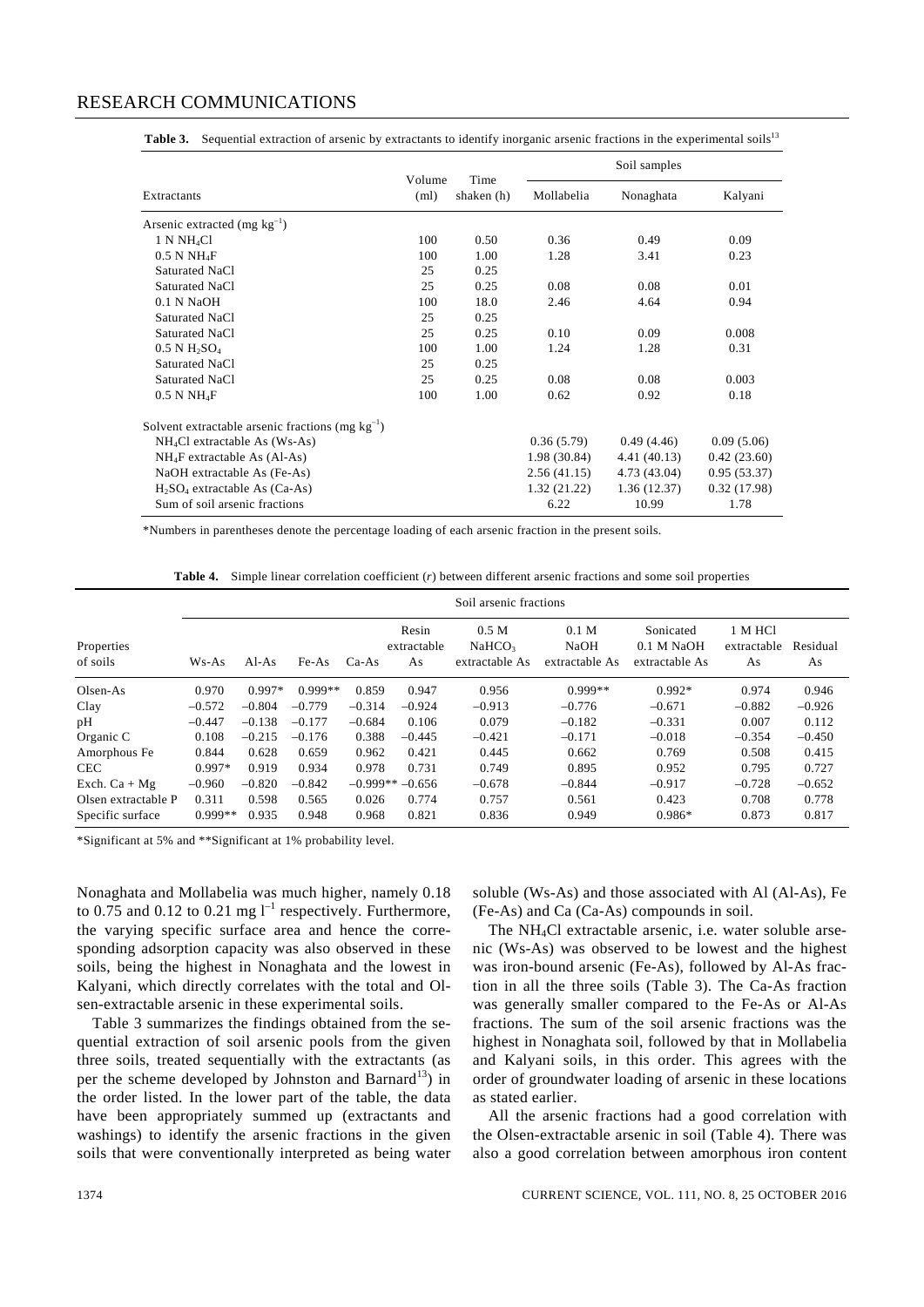**Table 3.** Sequential extraction of arsenic by extractants to identify inorganic arsenic fractions in the experimental soils[13]

| Extractants | Volume (ml) | Time shaken (h) | Soil samples | | |
|---|---|---|---|---|---|
| | | | Mollabelia | Nonaghata | Kalyani |
| Arsenic extracted (mg $kg^{-1}$) | | | | | |
| 1 N $NH_4Cl$ | 100 | 0.50 | 0.36 | 0.49 | 0.09 |
| 0.5 N $NH_4F$ | 100 | 1.00 | 1.28 | 3.41 | 0.23 |
| Saturated NaCl | 25 | 0.25 | | | |
| Saturated NaCl | 25 | 0.25 | 0.08 | 0.08 | 0.01 |
| 0.1 N NaOH | 100 | 18.0 | 2.46 | 4.64 | 0.94 |
| Saturated NaCl | 25 | 0.25 | | | |
| Saturated NaCl | 25 | 0.25 | 0.10 | 0.09 | 0.008 |
| 0.5 N $H_2SO_4$ | 100 | 1.00 | 1.24 | 1.28 | 0.31 |
| Saturated NaCl | 25 | 0.25 | | | |
| Saturated NaCl | 25 | 0.25 | 0.08 | 0.08 | 0.003 |
| 0.5 N $NH_4F$ | 100 | 1.00 | 0.62 | 0.92 | 0.18 |
| Solvent extractable arsenic fractions (mg $kg^{-1}$) | | | | | |
| $NH_4Cl$ extractable As (Ws-As) | | | 0.36 (5.79) | 0.49 (4.46) | 0.09 (5.06) |
| $NH_4F$ extractable As (Al-As) | | | 1.98 (30.84) | 4.41 (40.13) | 0.42 (23.60) |
| NaOH extractable As (Fe-As) | | | 2.56 (41.15) | 4.73 (43.04) | 0.95 (53.37) |
| $H_2SO_4$ extractable As (Ca-As) | | | 1.32 (21.22) | 1.36 (12.37) | 0.32 (17.98) |
| Sum of soil arsenic fractions | | | 6.22 | 10.99 | 1.78 |

*Numbers in parentheses denote the percentage loading of each arsenic fraction in the present soils.

**Table 4.** Simple linear correlation coefficient (*r*) between different arsenic fractions and some soil properties

| Properties of soils | Ws-As | Al-As | Fe-As | Ca-As | Resin extractable As | 0.5 M $NaHCO_3$ extractable As | 0.1 M NaOH extractable As | Sonicated 0.1 M NaOH extractable As | 1 M HCl extractable As | Residual As |
|---|---|---|---|---|---|---|---|---|---|---|
| Olsen-As | 0.970 | 0.997* | 0.999** | 0.859 | 0.947 | 0.956 | 0.999** | 0.992* | 0.974 | 0.946 |
| Clay | –0.572 | –0.804 | –0.779 | –0.314 | –0.924 | –0.913 | –0.776 | –0.671 | –0.882 | –0.926 |
| pH | –0.447 | –0.138 | –0.177 | –0.684 | 0.106 | 0.079 | –0.182 | –0.331 | 0.007 | 0.112 |
| Organic C | 0.108 | –0.215 | –0.176 | 0.388 | –0.445 | –0.421 | –0.171 | –0.018 | –0.354 | –0.450 |
| Amorphous Fe | 0.844 | 0.628 | 0.659 | 0.962 | 0.421 | 0.445 | 0.662 | 0.769 | 0.508 | 0.415 |
| CEC | 0.997* | 0.919 | 0.934 | 0.978 | 0.731 | 0.749 | 0.895 | 0.952 | 0.795 | 0.727 |
| Exch. Ca + Mg | –0.960 | –0.820 | –0.842 | –0.999** | –0.656 | –0.678 | –0.844 | –0.917 | –0.728 | –0.652 |
| Olsen extractable P | 0.311 | 0.598 | 0.565 | 0.026 | 0.774 | 0.757 | 0.561 | 0.423 | 0.708 | 0.778 |
| Specific surface | 0.999** | 0.935 | 0.948 | 0.968 | 0.821 | 0.836 | 0.949 | 0.986* | 0.873 | 0.817 |

*Significant at 5% and **Significant at 1% probability level.

Nonaghata and Mollabelia was much higher, namely 0.18 to 0.75 and 0.12 to 0.21 mg $l^{-1}$ respectively. Furthermore, the varying specific surface area and hence the corresponding adsorption capacity was also observed in these soils, being the highest in Nonaghata and the lowest in Kalyani, which directly correlates with the total and Olsen-extractable arsenic in these experimental soils.

Table 3 summarizes the findings obtained from the sequential extraction of soil arsenic pools from the given three soils, treated sequentially with the extractants (as per the scheme developed by Johnston and Barnard[13]) in the order listed. In the lower part of the table, the data have been appropriately summed up (extractants and washings) to identify the arsenic fractions in the given soils that were conventionally interpreted as being water soluble (Ws-As) and those associated with Al (Al-As), Fe (Fe-As) and Ca (Ca-As) compounds in soil.

The $NH_4Cl$ extractable arsenic, i.e. water soluble arsenic (Ws-As) was observed to be lowest and the highest was iron-bound arsenic (Fe-As), followed by Al-As fraction in all the three soils (Table 3). The Ca-As fraction was generally smaller compared to the Fe-As or Al-As fractions. The sum of the soil arsenic fractions was the highest in Nonaghata soil, followed by that in Mollabelia and Kalyani soils, in this order. This agrees with the order of groundwater loading of arsenic in these locations as stated earlier.

All the arsenic fractions had a good correlation with the Olsen-extractable arsenic in soil (Table 4). There was also a good correlation between amorphous iron content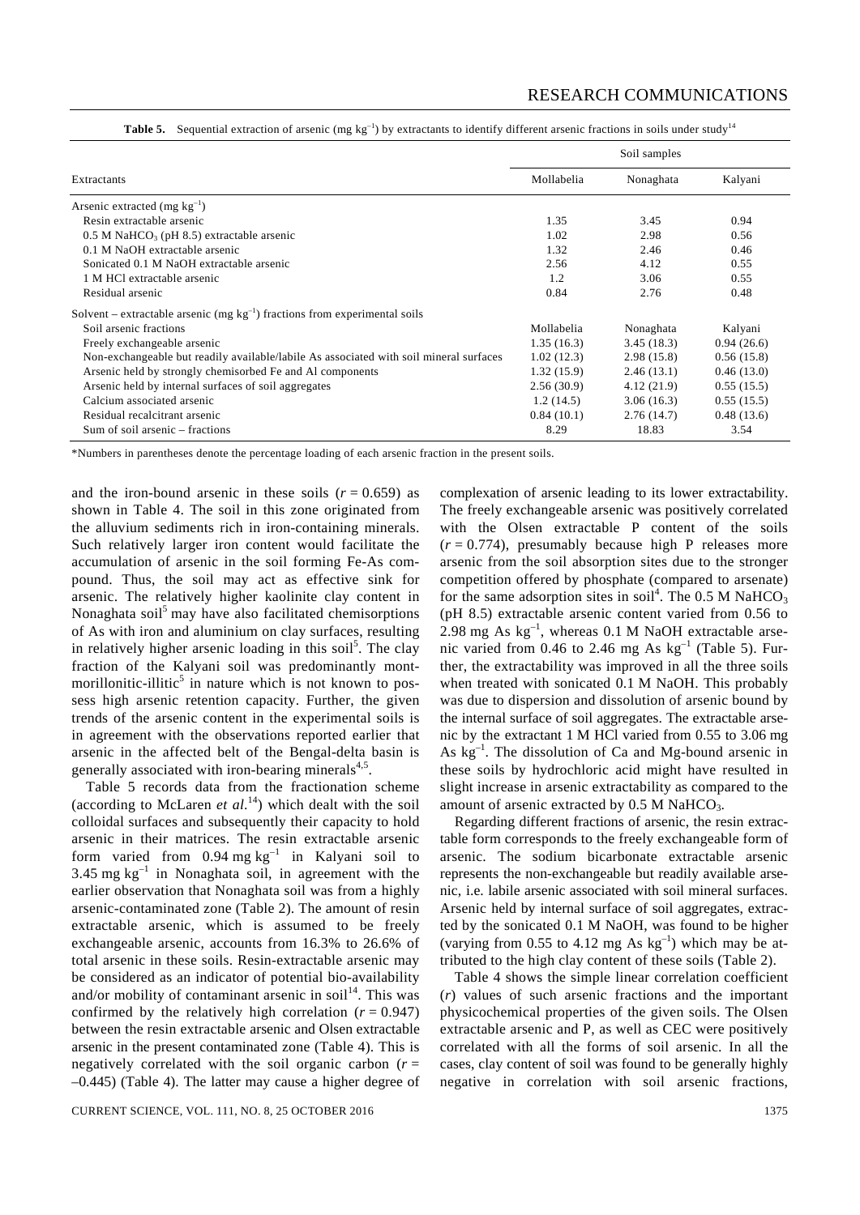**Table 5.** Sequential extraction of arsenic (mg $kg^{-1}$) by extractants to identify different arsenic fractions in soils under study[14]

| Extractants | Soil samples | | |
|---|---|---|---|
| | Mollabelia | Nonaghata | Kalyani |
| Arsenic extracted (mg $kg^{-1}$) | | | |
| Resin extractable arsenic | 1.35 | 3.45 | 0.94 |
| 0.5 M $NaHCO_3$ (pH 8.5) extractable arsenic | 1.02 | 2.98 | 0.56 |
| 0.1 M NaOH extractable arsenic | 1.32 | 2.46 | 0.46 |
| Sonicated 0.1 M NaOH extractable arsenic | 2.56 | 4.12 | 0.55 |
| 1 M HCl extractable arsenic | 1.2 | 3.06 | 0.55 |
| Residual arsenic | 0.84 | 2.76 | 0.48 |
| Solvent – extractable arsenic (mg $kg^{-1}$) fractions from experimental soils | | | |
| Soil arsenic fractions | Mollabelia | Nonaghata | Kalyani |
| Freely exchangeable arsenic | 1.35 (16.3) | 3.45 (18.3) | 0.94 (26.6) |
| Non-exchangeable but readily available/labile As associated with soil mineral surfaces | 1.02 (12.3) | 2.98 (15.8) | 0.56 (15.8) |
| Arsenic held by strongly chemisorbed Fe and Al components | 1.32 (15.9) | 2.46 (13.1) | 0.46 (13.0) |
| Arsenic held by internal surfaces of soil aggregates | 2.56 (30.9) | 4.12 (21.9) | 0.55 (15.5) |
| Calcium associated arsenic | 1.2 (14.5) | 3.06 (16.3) | 0.55 (15.5) |
| Residual recalcitrant arsenic | 0.84 (10.1) | 2.76 (14.7) | 0.48 (13.6) |
| Sum of soil arsenic – fractions | 8.29 | 18.83 | 3.54 |

*Numbers in parentheses denote the percentage loading of each arsenic fraction in the present soils.

and the iron-bound arsenic in these soils ($r = 0.659$) as shown in Table 4. The soil in this zone originated from the alluvium sediments rich in iron-containing minerals. Such relatively larger iron content would facilitate the accumulation of arsenic in the soil forming Fe-As compound. Thus, the soil may act as effective sink for arsenic. The relatively higher kaolinite clay content in Nonaghata soil[5] may have also facilitated chemisorptions of As with iron and aluminium on clay surfaces, resulting in relatively higher arsenic loading in this soil[5]. The clay fraction of the Kalyani soil was predominantly montmorillonitic-illitic[5] in nature which is not known to possess high arsenic retention capacity. Further, the given trends of the arsenic content in the experimental soils is in agreement with the observations reported earlier that arsenic in the affected belt of the Bengal-delta basin is generally associated with iron-bearing minerals[4,5].

Table 5 records data from the fractionation scheme (according to McLaren *et al.*[14]) which dealt with the soil colloidal surfaces and subsequently their capacity to hold arsenic in their matrices. The resin extractable arsenic form varied from 0.94 mg $kg^{-1}$ in Kalyani soil to 3.45 mg $kg^{-1}$ in Nonaghata soil, in agreement with the earlier observation that Nonaghata soil was from a highly arsenic-contaminated zone (Table 2). The amount of resin extractable arsenic, which is assumed to be freely exchangeable arsenic, accounts from 16.3% to 26.6% of total arsenic in these soils. Resin-extractable arsenic may be considered as an indicator of potential bio-availability and/or mobility of contaminant arsenic in soil[14]. This was confirmed by the relatively high correlation ($r = 0.947$) between the resin extractable arsenic and Olsen extractable arsenic in the present contaminated zone (Table 4). This is negatively correlated with the soil organic carbon ($r = -0.445$) (Table 4). The latter may cause a higher degree of complexation of arsenic leading to its lower extractability. The freely exchangeable arsenic was positively correlated with the Olsen extractable P content of the soils ($r = 0.774$), presumably because high P releases more arsenic from the soil absorption sites due to the stronger competition offered by phosphate (compared to arsenate) for the same adsorption sites in soil[4]. The 0.5 M $NaHCO_3$ (pH 8.5) extractable arsenic content varied from 0.56 to 2.98 mg As $kg^{-1}$, whereas 0.1 M NaOH extractable arsenic varied from 0.46 to 2.46 mg As $kg^{-1}$ (Table 5). Further, the extractability was improved in all the three soils when treated with sonicated 0.1 M NaOH. This probably was due to dispersion and dissolution of arsenic bound by the internal surface of soil aggregates. The extractable arsenic by the extractant 1 M HCl varied from 0.55 to 3.06 mg As $kg^{-1}$. The dissolution of Ca and Mg-bound arsenic in these soils by hydrochloric acid might have resulted in slight increase in arsenic extractability as compared to the amount of arsenic extracted by 0.5 M $NaHCO_3$.

Regarding different fractions of arsenic, the resin extractable form corresponds to the freely exchangeable form of arsenic. The sodium bicarbonate extractable arsenic represents the non-exchangeable but readily available arsenic, i.e. labile arsenic associated with soil mineral surfaces. Arsenic held by internal surface of soil aggregates, extracted by the sonicated 0.1 M NaOH, was found to be higher (varying from 0.55 to 4.12 mg As $kg^{-1}$) which may be attributed to the high clay content of these soils (Table 2).

Table 4 shows the simple linear correlation coefficient ($r$) values of such arsenic fractions and the important physicochemical properties of the given soils. The Olsen extractable arsenic and P, as well as CEC were positively correlated with all the forms of soil arsenic. In all the cases, clay content of soil was found to be generally highly negative in correlation with soil arsenic fractions,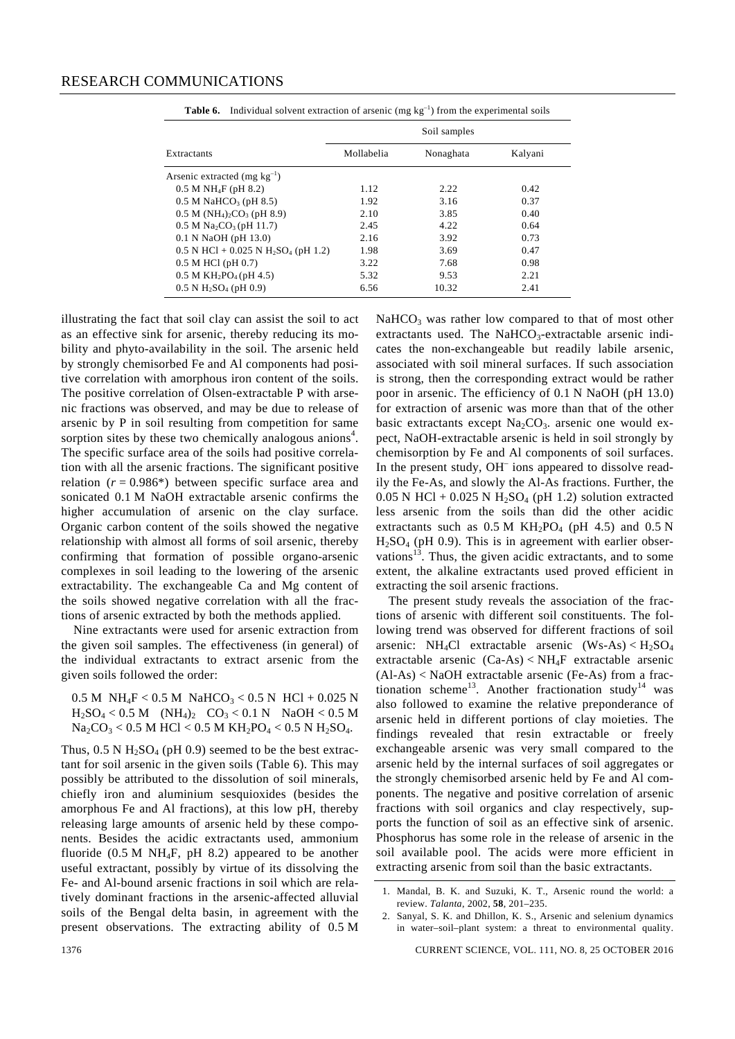**Table 6.** Individual solvent extraction of arsenic (mg $kg^{-1}$) from the experimental soils

| Extractants | Soil samples | | |
|---|---|---|---|
| | Mollabelia | Nonaghata | Kalyani |
| Arsenic extracted (mg $kg^{-1}$) | | | |
| 0.5 M $NH_4F$ (pH 8.2) | 1.12 | 2.22 | 0.42 |
| 0.5 M $NaHCO_3$ (pH 8.5) | 1.92 | 3.16 | 0.37 |
| 0.5 M $(NH_4)_2CO_3$ (pH 8.9) | 2.10 | 3.85 | 0.40 |
| 0.5 M $Na_2CO_3$ (pH 11.7) | 2.45 | 4.22 | 0.64 |
| 0.1 N NaOH (pH 13.0) | 2.16 | 3.92 | 0.73 |
| 0.5 N HCl + 0.025 N $H_2SO_4$ (pH 1.2) | 1.98 | 3.69 | 0.47 |
| 0.5 M HCl (pH 0.7) | 3.22 | 7.68 | 0.98 |
| 0.5 M $KH_2PO_4$ (pH 4.5) | 5.32 | 9.53 | 2.21 |
| 0.5 N $H_2SO_4$ (pH 0.9) | 6.56 | 10.32 | 2.41 |

illustrating the fact that soil clay can assist the soil to act as an effective sink for arsenic, thereby reducing its mobility and phyto-availability in the soil. The arsenic held by strongly chemisorbed Fe and Al components had positive correlation with amorphous iron content of the soils. The positive correlation of Olsen-extractable P with arsenic fractions was observed, and may be due to release of arsenic by P in soil resulting from competition for same sorption sites by these two chemically analogous anions[4]. The specific surface area of the soils had positive correlation with all the arsenic fractions. The significant positive relation ($r = 0.986$*) between specific surface area and sonicated 0.1 M NaOH extractable arsenic confirms the higher accumulation of arsenic on the clay surface. Organic carbon content of the soils showed the negative relationship with almost all forms of soil arsenic, thereby confirming that formation of possible organo-arsenic complexes in soil leading to the lowering of the arsenic extractability. The exchangeable Ca and Mg content of the soils showed negative correlation with all the fractions of arsenic extracted by both the methods applied.

Nine extractants were used for arsenic extraction from the given soil samples. The effectiveness (in general) of the individual extractants to extract arsenic from the given soils followed the order:

0.5 M $NH_4F$ < 0.5 M $NaHCO_3$ < 0.5 N HCl + 0.025 N $H_2SO_4$ < 0.5 M $(NH_4)_2$ $CO_3$ < 0.1 N NaOH < 0.5 M $Na_2CO_3$ < 0.5 M HCl < 0.5 M $KH_2PO_4$ < 0.5 N $H_2SO_4$.

Thus, 0.5 N $H_2SO_4$ (pH 0.9) seemed to be the best extractant for soil arsenic in the given soils (Table 6). This may possibly be attributed to the dissolution of soil minerals, chiefly iron and aluminium sesquioxides (besides the amorphous Fe and Al fractions), at this low pH, thereby releasing large amounts of arsenic held by these components. Besides the acidic extractants used, ammonium fluoride (0.5 M $NH_4F$, pH 8.2) appeared to be another useful extractant, possibly by virtue of its dissolving the Fe- and Al-bound arsenic fractions in soil which are relatively dominant fractions in the arsenic-affected alluvial soils of the Bengal delta basin, in agreement with the present observations. The extracting ability of 0.5 M $NaHCO_3$ was rather low compared to that of most other extractants used. The $NaHCO_3$-extractable arsenic indicates the non-exchangeable but readily labile arsenic, associated with soil mineral surfaces. If such association is strong, then the corresponding extract would be rather poor in arsenic. The efficiency of 0.1 N NaOH (pH 13.0) for extraction of arsenic was more than that of the other basic extractants except $Na_2CO_3$. arsenic one would expect, NaOH-extractable arsenic is held in soil strongly by chemisorption by Fe and Al components of soil surfaces. In the present study, $OH^-$ ions appeared to dissolve readily the Fe-As, and slowly the Al-As fractions. Further, the 0.05 N HCl + 0.025 N $H_2SO_4$ (pH 1.2) solution extracted less arsenic from the soils than did the other acidic extractants such as 0.5 M $KH_2PO_4$ (pH 4.5) and 0.5 N $H_2SO_4$ (pH 0.9). This is in agreement with earlier observations[13]. Thus, the given acidic extractants, and to some extent, the alkaline extractants used proved efficient in extracting the soil arsenic fractions.

The present study reveals the association of the fractions of arsenic with different soil constituents. The following trend was observed for different fractions of soil arsenic: $NH_4Cl$ extractable arsenic (Ws-As) < $H_2SO_4$ extractable arsenic (Ca-As) < $NH_4F$ extractable arsenic (Al-As) < NaOH extractable arsenic (Fe-As) from a fractionation scheme[13]. Another fractionation study[14] was also followed to examine the relative preponderance of arsenic held in different portions of clay moieties. The findings revealed that resin extractable or freely exchangeable arsenic was very small compared to the arsenic held by the internal surfaces of soil aggregates or the strongly chemisorbed arsenic held by Fe and Al components. The negative and positive correlation of arsenic fractions with soil organics and clay respectively, supports the function of soil as an effective sink of arsenic. Phosphorus has some role in the release of arsenic in the soil available pool. The acids were more efficient in extracting arsenic from soil than the basic extractants.

1. Mandal, B. K. and Suzuki, K. T., Arsenic round the world: a review. *Talanta*, 2002, **58**, 201–235.
2. Sanyal, S. K. and Dhillon, K. S., Arsenic and selenium dynamics in water–soil–plant system: a threat to environmental quality.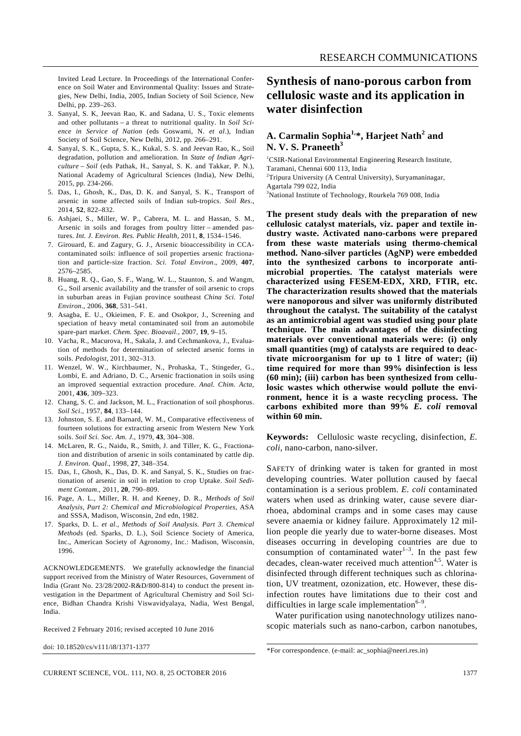Invited Lead Lecture. In Proceedings of the International Conference on Soil Water and Environmental Quality: Issues and Strategies, New Delhi, India, 2005, Indian Society of Soil Science, New Delhi, pp. 239–263.

3. Sanyal, S. K, Jeevan Rao, K. and Sadana, U. S., Toxic elements and other pollutants – a threat to nutritional quality. In *Soil Science in Service of Nation* (eds Goswami, N. *et al*.), Indian Society of Soil Science, New Delhi, 2012, pp. 266–291.
4. Sanyal, S. K., Gupta, S. K., Kukal, S. S. and Jeevan Rao, K., Soil degradation, pollution and amelioration. In *State of Indian Agriculture – Soil* (eds Pathak, H., Sanyal, S. K. and Takkar, P. N.), National Academy of Agricultural Sciences (India), New Delhi, 2015, pp. 234-266.
5. Das, I., Ghosh, K., Das, D. K. and Sanyal, S. K., Transport of arsenic in some affected soils of Indian sub-tropics. *Soil Res*., 2014, **52**, 822–832.
6. Ashjaei, S., Miller, W. P., Cabrera, M. L. and Hassan, S. M., Arsenic in soils and forages from poultry litter – amended pastures. *Int. J. Environ. Res. Public Health*, 2011, **8**, 1534–1546.
7. Girouard, E. and Zagury, G. J., Arsenic bioaccessibility in CCA-contaminated soils: influence of soil properties arsenic fractionation and particle-size fraction. *Sci. Total Environ*., 2009, **407**, 2576–2585.
8. Huang, R. Q., Gao, S. F., Wang, W. L., Staunton, S. and Wangm, G., Soil arsenic availability and the transfer of soil arsenic to crops in suburban areas in Fujian province southeast *China Sci. Total Environ*., 2006, **368**, 531–541.
9. Asagba, E. U., Okieimen, F. E. and Osokpor, J., Screening and speciation of heavy metal contaminated soil from an automobile spare-part market. *Chem. Spec. Bioavail*., 2007, **19**, 9–15.
10. Vacha, R., Macurova, H., Sakala, J. and Cechmankova, J., Evaluation of methods for determination of selected arsenic forms in soils. *Pedologist*, 2011, 302–313.
11. Wenzel, W. W., Kirchbaumer, N., Prohaska, T., Stingeder, G., Lombi, E. and Adriano, D. C., Arsenic fractionation in soils using an improved sequential extraction procedure. *Anal. Chim. Acta*, 2001, **436**, 309–323.
12. Chang, S. C. and Jackson, M. L., Fractionation of soil phosphorus. *Soil Sci*., 1957, **84**, 133–144.
13. Johnston, S. E. and Barnard, W. M., Comparative effectiveness of fourteen solutions for extracting arsenic from Western New York soils. *Soil Sci. Soc. Am. J*., 1979, **43**, 304–308.
14. McLaren, R. G., Naidu, R., Smith, J. and Tiller, K. G., Fractionation and distribution of arsenic in soils contaminated by cattle dip. *J. Environ. Qual*., 1998, **27**, 348–354.
15. Das, I., Ghosh, K., Das, D. K. and Sanyal, S. K., Studies on fractionation of arsenic in soil in relation to crop Uptake. *Soil Sediment Contam*., 2011, **20**, 790–809.
16. Page, A. L., Miller, R. H. and Keeney, D. R., *Methods of Soil Analysis, Part 2: Chemical and Microbiological Properties*, ASA and SSSA, Madison, Wisconsin, 2nd edn, 1982.
17. Sparks, D. L. *et al*., *Methods of Soil Analysis. Part 3. Chemical Methods* (ed. Sparks, D. L.), Soil Science Society of America, Inc., American Society of Agronomy, Inc.: Madison, Wisconsin, 1996.

ACKNOWLEDGEMENTS. We gratefully acknowledge the financial support received from the Ministry of Water Resources, Government of India (Grant No. 23/28/2002-R&D/800-814) to conduct the present investigation in the Department of Agricultural Chemistry and Soil Science, Bidhan Chandra Krishi Viswavidyalaya, Nadia, West Bengal, India.

Received 2 February 2016; revised accepted 10 June 2016

doi: 10.18520/cs/v111/i8/1371-1377

# Synthesis of nano-porous carbon from cellulosic waste and its application in water disinfection

## A. Carmalin Sophia[1,*], Harjeet Nath[2] and N. V. S. Praneeth[3]

[1]CSIR-National Environmental Engineering Research Institute, Taramani, Chennai 600 113, India
[2]Tripura University (A Central University), Suryamaninagar, Agartala 799 022, India
[3]National Institute of Technology, Rourkela 769 008, India

**The present study deals with the preparation of new cellulosic catalyst materials, viz. paper and textile industry waste. Activated nano-carbons were prepared from these waste materials using thermo-chemical method. Nano-silver particles (AgNP) were embedded into the synthesized carbons to incorporate antimicrobial properties. The catalyst materials were characterized using FESEM-EDX, XRD, FTIR, etc. The characterization results showed that the materials were nanoporous and silver was uniformly distributed throughout the catalyst. The suitability of the catalyst as an antimicrobial agent was studied using pour plate technique. The main advantages of the disinfecting materials over conventional materials were: (i) only small quantities (mg) of catalysts are required to deactivate microorganism for up to 1 litre of water; (ii) time required for more than 99% disinfection is less (60 min); (iii) carbon has been synthesized from cellulosic wastes which otherwise would pollute the environment, hence it is a waste recycling process. The carbons exhibited more than 99% *E. coli* removal within 60 min.**

**Keywords:** Cellulosic waste recycling, disinfection, *E. coli*, nano-carbon, nano-silver.

SAFETY of drinking water is taken for granted in most developing countries. Water pollution caused by faecal contamination is a serious problem. *E. coli* contaminated waters when used as drinking water, cause severe diarrhoea, abdominal cramps and in some cases may cause severe anaemia or kidney failure. Approximately 12 million people die yearly due to water-borne diseases. Most diseases occurring in developing countries are due to consumption of contaminated water[1–3]. In the past few decades, clean-water received much attention[4,5]. Water is disinfected through different techniques such as chlorination, UV treatment, ozonization, etc. However, these disinfection routes have limitations due to their cost and difficulties in large scale implementation[6–9].

Water purification using nanotechnology utilizes nanoscopic materials such as nano-carbon, carbon nanotubes,

*For correspondence. (e-mail: ac_sophia@neeri.res.in)